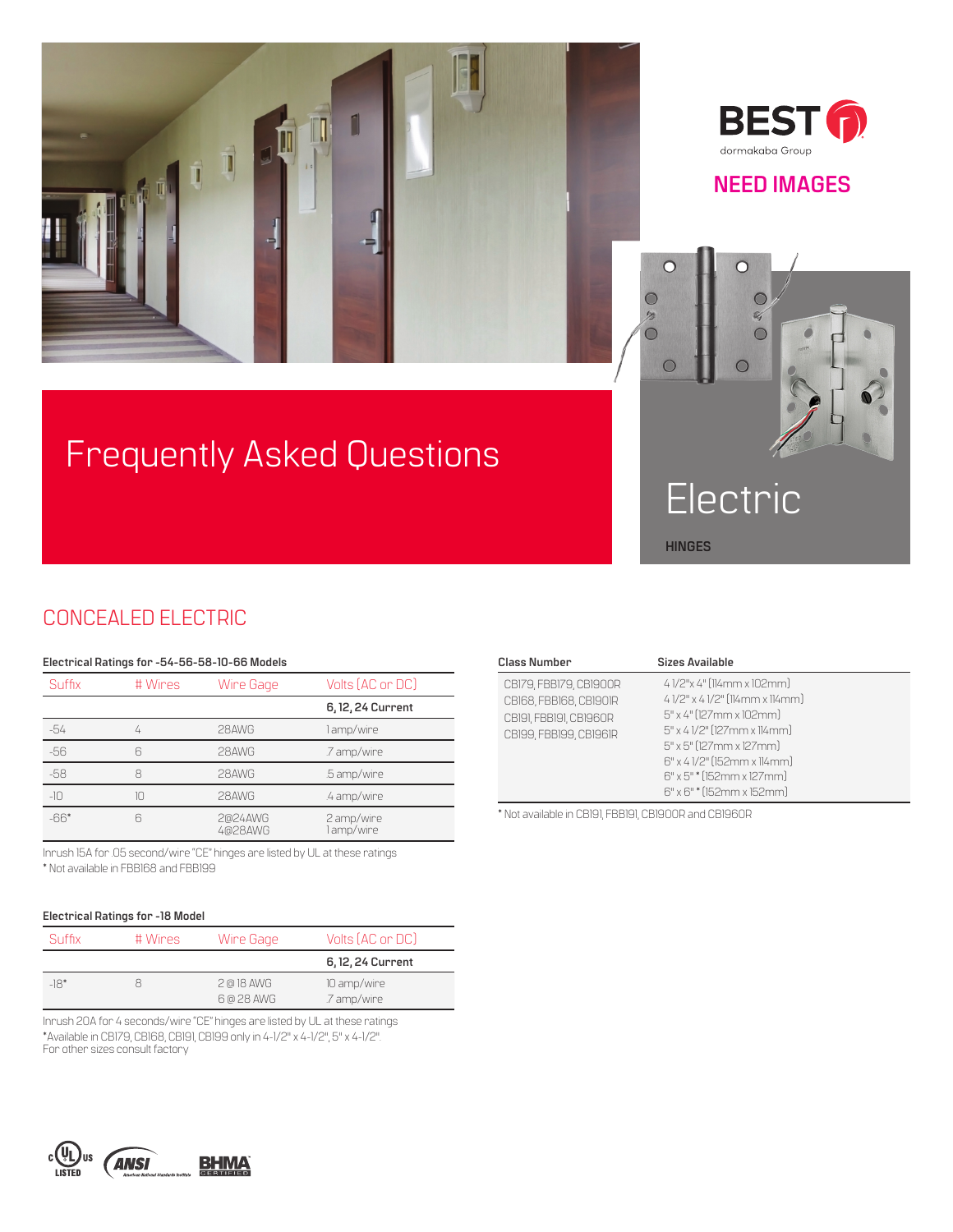BEST dormakaba Group

NEED IMAGES

# Frequently Asked Questions

# Electric

HINGES

## CONCEALED ELECTRIC

**Electrical Ratings for -54-56-58-10-66 Models**

| Suffix | # Wires | Wire Gage | Volts (AC or DC) |
|---|---|---|---|
| | | | **6, 12, 24 Current** |
| -54 | 4 | 28AWG | 1 amp/wire |
| -56 | 6 | 28AWG | .7 amp/wire |
| -58 | 8 | 28AWG | .5 amp/wire |
| -10 | 10 | 28AWG | .4 amp/wire |
| -66* | 6 | 2@24AWG<br>4@28AWG | 2 amp/wire<br>1 amp/wire |

Inrush 15A for .05 second/wire "CE" hinges are listed by UL at these ratings
* Not available in FBB168 and FBB199

**Electrical Ratings for -18 Model**

| Suffix | # Wires | Wire Gage | Volts (AC or DC) |
|---|---|---|---|
| | | | **6, 12, 24 Current** |
| -18* | 8 | 2 @ 18 AWG<br>6 @ 28 AWG | 10 amp/wire<br>.7 amp/wire |

Inrush 20A for 4 seconds/wire "CE" hinges are listed by UL at these ratings
*Available in CB179, CB168, CB191, CB199 only in 4-1/2" x 4-1/2", 5" x 4-1/2".
For other sizes consult factory

| Class Number | Sizes Available |
|---|---|
| CB179, FBB179, CB1900R<br>CB168, FBB168, CB1901R<br>CB191, FBB191, CB1960R<br>CB199, FBB199, CB1961R | 4 1/2" x 4" (114mm x 102mm)<br>4 1/2" x 4 1/2" (114mm x 114mm)<br>5" x 4" (127mm x 102mm)<br>5" x 4 1/2" (127mm x 114mm)<br>5" x 5" (127mm x 127mm)<br>6" x 4 1/2" (152mm x 114mm)<br>6" x 5" * (152mm x 127mm)<br>6" x 6" * (152mm x 152mm) |

* Not available in CB191, FBB191, CB1900R and CB1960R

c UL us LISTED · ANSI · BHMA CERTIFIED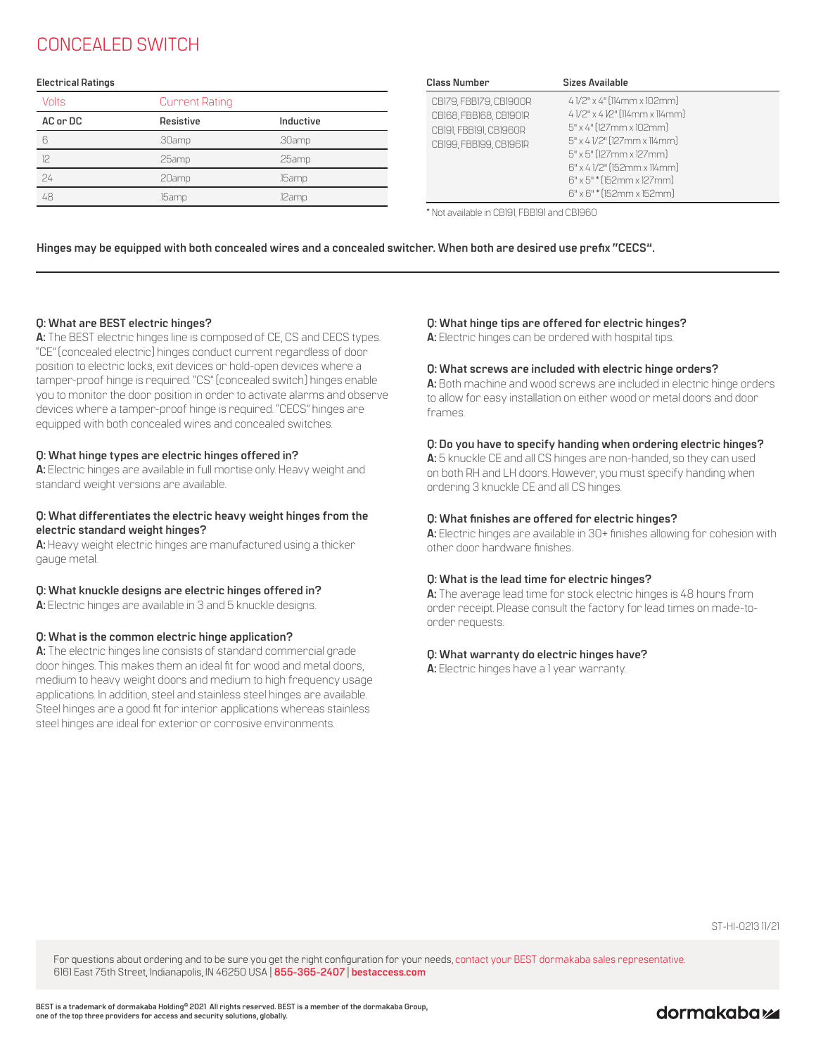# CONCEALED SWITCH

**Electrical Ratings**

| Volts | Current Rating | |
|---|---|---|
| **AC or DC** | **Resistive** | **Inductive** |
| 6 | 30amp | 30amp |
| 12 | 25amp | 25amp |
| 24 | 20amp | 15amp |
| 48 | 15amp | 12amp |

| Class Number | Sizes Available |
|---|---|
| CB179, FBB179, CB1900R<br>CB168, FBB168, CB1901R<br>CB191, FBB191, CB1960R<br>CB199, FBB199, CB1961R | 4 1/2" x 4" (114mm x 102mm)<br>4 1/2" x 4 1/2" (114mm x 114mm)<br>5" x 4" (127mm x 102mm)<br>5" x 4 1/2" (127mm x 114mm)<br>5" x 5" (127mm x 127mm)<br>6" x 4 1/2" (152mm x 114mm)<br>6" x 5" * (152mm x 127mm)<br>6" x 6" * (152mm x 152mm) |

* Not available in CB191, FBB191 and CB1960

**Hinges may be equipped with both concealed wires and a concealed switcher. When both are desired use prefix "CECS".**

**Q: What are BEST electric hinges?**
**A:** The BEST electric hinges line is composed of CE, CS and CECS types. "CE" (concealed electric) hinges conduct current regardless of door position to electric locks, exit devices or hold-open devices where a tamper-proof hinge is required. "CS" (concealed switch) hinges enable you to monitor the door position in order to activate alarms and observe devices where a tamper-proof hinge is required. "CECS" hinges are equipped with both concealed wires and concealed switches.

**Q: What hinge types are electric hinges offered in?**
**A:** Electric hinges are available in full mortise only. Heavy weight and standard weight versions are available.

**Q: What differentiates the electric heavy weight hinges from the electric standard weight hinges?**
**A:** Heavy weight electric hinges are manufactured using a thicker gauge metal.

**Q: What knuckle designs are electric hinges offered in?**
**A:** Electric hinges are available in 3 and 5 knuckle designs.

**Q: What is the common electric hinge application?**
**A:** The electric hinges line consists of standard commercial grade door hinges. This makes them an ideal fit for wood and metal doors, medium to heavy weight doors and medium to high frequency usage applications. In addition, steel and stainless steel hinges are available. Steel hinges are a good fit for interior applications whereas stainless steel hinges are ideal for exterior or corrosive environments.

**Q: What hinge tips are offered for electric hinges?**
**A:** Electric hinges can be ordered with hospital tips.

**Q: What screws are included with electric hinge orders?**
**A:** Both machine and wood screws are included in electric hinge orders to allow for easy installation on either wood or metal doors and door frames.

**Q: Do you have to specify handing when ordering electric hinges?**
**A:** 5 knuckle CE and all CS hinges are non-handed, so they can used on both RH and LH doors. However, you must specify handing when ordering 3 knuckle CE and all CS hinges.

**Q: What finishes are offered for electric hinges?**
**A:** Electric hinges are available in 30+ finishes allowing for cohesion with other door hardware finishes.

**Q: What is the lead time for electric hinges?**
**A:** The average lead time for stock electric hinges is 48 hours from order receipt. Please consult the factory for lead times on made-to-order requests.

**Q: What warranty do electric hinges have?**
**A:** Electric hinges have a 1 year warranty.

ST-HI-0213 11/21

For questions about ordering and to be sure you get the right configuration for your needs, contact your BEST dormakaba sales representative.
6161 East 75th Street, Indianapolis, IN 46250 USA | **855-365-2407** | **bestaccess.com**

**BEST is a trademark of dormakaba Holding® 2021 All rights reserved. BEST is a member of the dormakaba Group, one of the top three providers for access and security solutions, globally.**

dormakaba